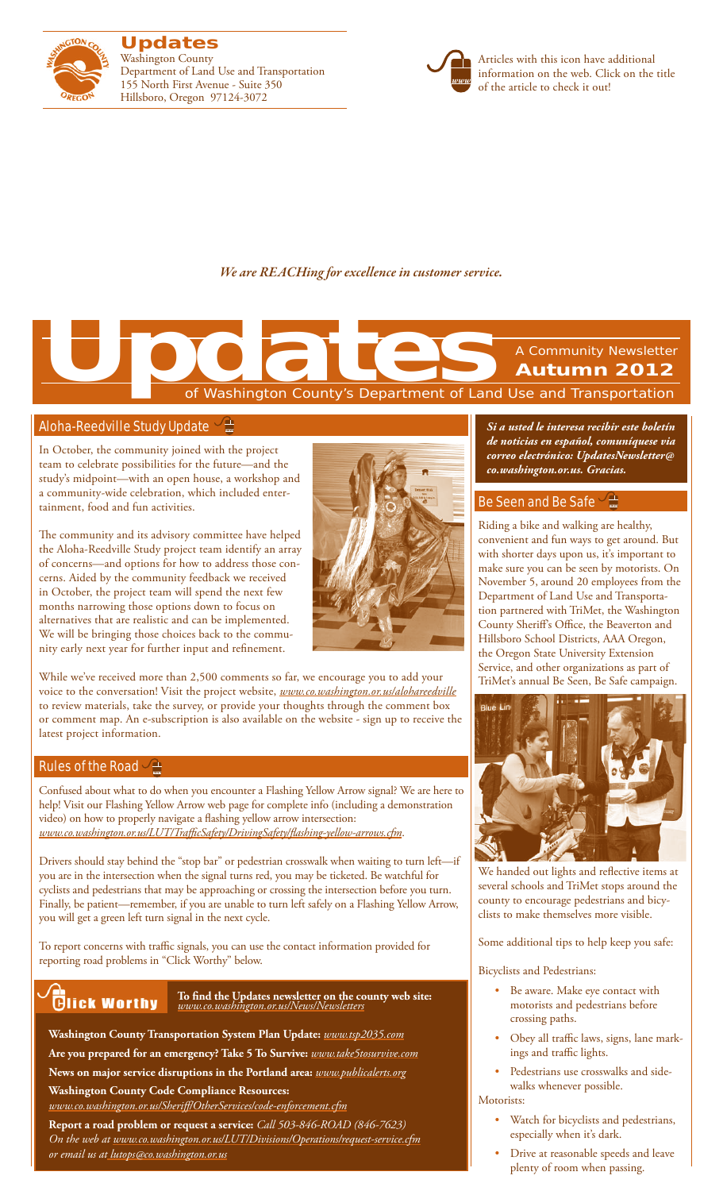# Updates

Washington County
Department of Land Use and Transportation
155 North First Avenue - Suite 350
Hillsboro, Oregon 97124-3072

Articles with this icon have additional information on the web. Click on the title of the article to check it out!

*We are REACHing for excellence in customer service.*

# Updates

A Community Newsletter
**Autumn 2012**
of Washington County's Department of Land Use and Transportation

## Aloha-Reedville Study Update

In October, the community joined with the project team to celebrate possibilities for the future—and the study's midpoint—with an open house, a workshop and a community-wide celebration, which included entertainment, food and fun activities.

The community and its advisory committee have helped the Aloha-Reedville Study project team identify an array of concerns—and options for how to address those concerns. Aided by the community feedback we received in October, the project team will spend the next few months narrowing those options down to focus on alternatives that are realistic and can be implemented. We will be bringing those choices back to the community early next year for further input and refinement.

While we've received more than 2,500 comments so far, we encourage you to add your voice to the conversation! Visit the project website, *www.co.washington.or.us/alohareedville* to review materials, take the survey, or provide your thoughts through the comment box or comment map. An e-subscription is also available on the website - sign up to receive the latest project information.

## Rules of the Road

Confused about what to do when you encounter a Flashing Yellow Arrow signal? We are here to help! Visit our Flashing Yellow Arrow web page for complete info (including a demonstration video) on how to properly navigate a flashing yellow arrow intersection: *www.co.washington.or.us/LUT/TrafficSafety/DrivingSafety/flashing-yellow-arrows.cfm*.

Drivers should stay behind the "stop bar" or pedestrian crosswalk when waiting to turn left—if you are in the intersection when the signal turns red, you may be ticketed. Be watchful for cyclists and pedestrians that may be approaching or crossing the intersection before you turn. Finally, be patient—remember, if you are unable to turn left safely on a Flashing Yellow Arrow, you will get a green left turn signal in the next cycle.

To report concerns with traffic signals, you can use the contact information provided for reporting road problems in "Click Worthy" below.

## Click Worthy

**To find the Updates newsletter on the county web site:** *www.co.washington.or.us/News/Newsletters*

**Washington County Transportation System Plan Update:** *www.tsp2035.com*

**Are you prepared for an emergency? Take 5 To Survive:** *www.take5tosurvive.com*

**News on major service disruptions in the Portland area:** *www.publicalerts.org*

**Washington County Code Compliance Resources:**
*www.co.washington.or.us/Sheriff/OtherServices/code-enforcement.cfm*

**Report a road problem or request a service:** *Call 503-846-ROAD (846-7623)*
*On the web at www.co.washington.or.us/LUT/Divisions/Operations/request-service.cfm or email us at lutops@co.washington.or.us*

***Si a usted le interesa recibir este boletín de noticias en español, comuníquese via correo electrónico: UpdatesNewsletter@co.washington.or.us. Gracias.***

## Be Seen and Be Safe

Riding a bike and walking are healthy, convenient and fun ways to get around. But with shorter days upon us, it's important to make sure you can be seen by motorists. On November 5, around 20 employees from the Department of Land Use and Transportation partnered with TriMet, the Washington County Sheriff's Office, the Beaverton and Hillsboro School Districts, AAA Oregon, the Oregon State University Extension Service, and other organizations as part of TriMet's annual Be Seen, Be Safe campaign.

We handed out lights and reflective items at several schools and TriMet stops around the county to encourage pedestrians and bicyclists to make themselves more visible.

Some additional tips to help keep you safe:

Bicyclists and Pedestrians:

- Be aware. Make eye contact with motorists and pedestrians before crossing paths.
- Obey all traffic laws, signs, lane markings and traffic lights.
- Pedestrians use crosswalks and sidewalks whenever possible.

Motorists:

- Watch for bicyclists and pedestrians, especially when it's dark.
- Drive at reasonable speeds and leave plenty of room when passing.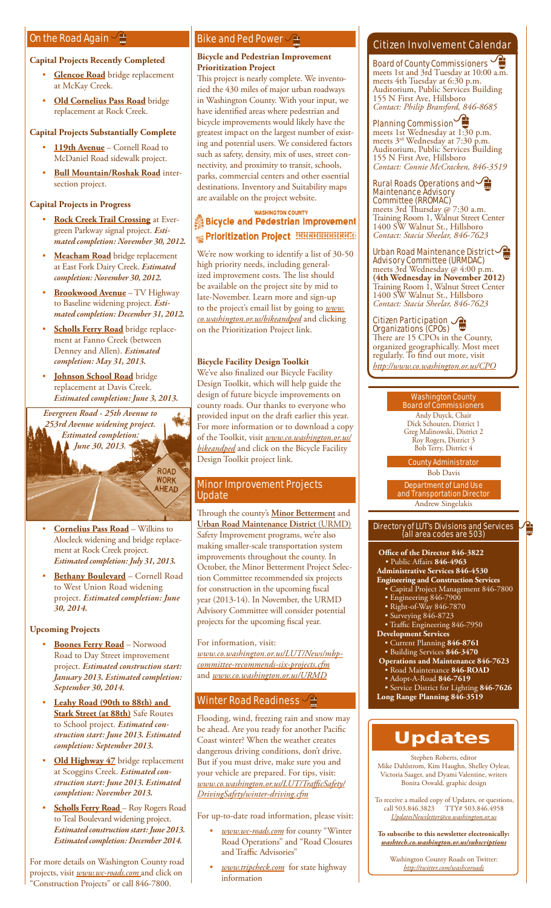## On the Road Again

### Capital Projects Recently Completed

- **Glencoe Road** bridge replacement at McKay Creek.
- **Old Cornelius Pass Road** bridge replacement at Rock Creek.

### Capital Projects Substantially Complete

- **119th Avenue** – Cornell Road to McDaniel Road sidewalk project.
- **Bull Mountain/Roshak Road** intersection project.

### Capital Projects in Progress

- **Rock Creek Trail Crossing** at Evergreen Parkway signal project. ***Estimated completion: November 30, 2012.***
- **Meacham Road** bridge replacement at East Fork Dairy Creek. ***Estimated completion: November 30, 2012.***
- **Brookwood Avenue** – TV Highway to Baseline widening project. ***Estimated completion: December 31, 2012.***
- **Scholls Ferry Road** bridge replacement at Fanno Creek (between Denney and Allen). ***Estimated completion: May 31, 2013.***
- **Johnson School Road** bridge replacement at Davis Creek. ***Estimated completion: June 3, 2013.***

***Evergreen Road - 25th Avenue to 253rd Avenue widening project. Estimated completion: June 30, 2013.***

- **Cornelius Pass Road** – Wilkins to Alocleck widening and bridge replacement at Rock Creek project. ***Estimated completion: July 31, 2013.***
- **Bethany Boulevard** – Cornell Road to West Union Road widening project. ***Estimated completion: June 30, 2014.***

### Upcoming Projects

- **Boones Ferry Road** – Norwood Road to Day Street improvement project. ***Estimated construction start: January 2013. Estimated completion: September 30, 2014.***
- **Leahy Road (90th to 88th) and Stark Street (at 88th)** Safe Routes to School project. ***Estimated construction start: June 2013. Estimated completion: September 2013.***
- **Old Highway 47** bridge replacement at Scoggins Creek. ***Estimated construction start: June 2013. Estimated completion: November 2013.***
- **Scholls Ferry Road** – Roy Rogers Road to Teal Boulevard widening project. ***Estimated construction start: June 2013. Estimated completion: December 2014.***

For more details on Washington County road projects, visit *www.wc-roads.com* and click on "Construction Projects" or call 846-7800.

## Bike and Ped Power

### Bicycle and Pedestrian Improvement Prioritization Project

This project is nearly complete. We inventoried the 430 miles of major urban roadways in Washington County. With your input, we have identified areas where pedestrian and bicycle improvements would likely have the greatest impact on the largest number of existing and potential users. We considered factors such as safety, density, mix of uses, street connectivity, and proximity to transit, schools, parks, commercial centers and other essential destinations. Inventory and Suitability maps are available on the project website.

WASHINGTON COUNTY
**Bicycle and Pedestrian Improvement Prioritization Project**

We're now working to identify a list of 30-50 high priority needs, including generalized improvement costs. The list should be available on the project site by mid to late-November. Learn more and sign-up to the project's email list by going to *www.co.washington.or.us/bikeandped* and clicking on the Prioritization Project link.

### Bicycle Facility Design Toolkit

We've also finalized our Bicycle Facility Design Toolkit, which will help guide the design of future bicycle improvements on county roads. Our thanks to everyone who provided input on the draft earlier this year. For more information or to download a copy of the Toolkit, visit *www.co.washington.or.us/bikeandped* and click on the Bicycle Facility Design Toolkit project link.

## Minor Improvement Projects Update

Through the county's **Minor Betterment** and **Urban Road Maintenance District** (URMD) Safety Improvement programs, we're also making smaller-scale transportation system improvements throughout the county. In October, the Minor Betterment Project Selection Committee recommended six projects for construction in the upcoming fiscal year (2013-14). In November, the URMD Advisory Committee will consider potential projects for the upcoming fiscal year.

For information, visit:
*www.co.washington.or.us/LUT/News/mbp-committee-recommends-six-projects.cfm* and *www.co.washington.or.us/URMD*

## Winter Road Readiness

Flooding, wind, freezing rain and snow may be ahead. Are you ready for another Pacific Coast winter? When the weather creates dangerous driving conditions, don't drive. But if you must drive, make sure you and your vehicle are prepared. For tips, visit: *www.co.washington.or.us/LUT/TrafficSafety/DrivingSafety/winter-driving.cfm*

For up-to-date road information, please visit:

- *www.wc-roads.com* for county "Winter Road Operations" and "Road Closures and Traffic Advisories"
- *www.tripcheck.com* for state highway information

## Citizen Involvement Calendar

**Board of County Commissioners**
meets 1st and 3rd Tuesday at 10:00 a.m.
meets 4th Tuesday at 6:30 p.m.
Auditorium, Public Services Building
155 N First Ave, Hillsboro
*Contact: Philip Bransford, 846-8685*

**Planning Commission**
meets 1st Wednesday at 1:30 p.m.
meets 3rd Wednesday at 7:30 p.m.
Auditorium, Public Services Building
155 N First Ave, Hillsboro
*Contact: Connie McCracken, 846-3519*

**Rural Roads Operations and Maintenance Advisory Committee (RROMAC)**
meets 3rd Thursday @ 7:30 a.m.
Training Room 1, Walnut Street Center
1400 SW Walnut St., Hillsboro
*Contact: Stacia Sheelar, 846-7623*

**Urban Road Maintenance District Advisory Committee (URMDAC)**
meets 3rd Wednesday @ 4:00 p.m.
**(4th Wednesday in November 2012)**
Training Room 1, Walnut Street Center
1400 SW Walnut St., Hillsboro
*Contact: Stacia Sheelar, 846-7623*

**Citizen Participation Organizations (CPOs)**
There are 15 CPOs in the County, organized geographically. Most meet regularly. To find out more, visit *http://www.co.washington.or.us/CPO*

**Washington County Board of Commissioners**
Andy Duyck, Chair
Dick Schouten, District 1
Greg Malinowski, District 2
Roy Rogers, District 3
Bob Terry, District 4

**County Administrator**
Bob Davis

**Department of Land Use and Transportation Director**
Andrew Singelakis

### Directory of LUT's Divisions and Services (all area codes are 503)

**Office of the Director 846-3822**
- Public Affairs **846-4963**

**Administrative Services 846-4530**

**Engineering and Construction Services**
- Capital Project Management 846-7800
- Engineering 846-7900
- Right-of-Way 846-7870
- Surveying 846-8723
- Traffic Engineering 846-7950

**Development Services**
- Current Planning **846-8761**
- Building Services **846-3470**

**Operations and Maintenance 846-7623**
- Road Maintenance **846-ROAD**
- Adopt-A-Road **846-7619**
- Service District for Lighting **846-7626**

**Long Range Planning 846-3519**

# Updates

Stephen Roberts, editor
Mike Dahlstrom, Kim Haughn, Shelley Oylear, Victoria Saager, and Dyami Valentine, writers
Bonita Oswald, graphic design

To receive a mailed copy of Updates, or questions, call 503.846.3823 TTY# 503.846.4958
*UpdatesNewsletter@co.washington.or.us*

**To subscribe to this newsletter electronically:** ***washtech.co.washington.or.us/subscriptions***

Washington County Roads on Twitter:
*http://twitter.com/washcoroads*